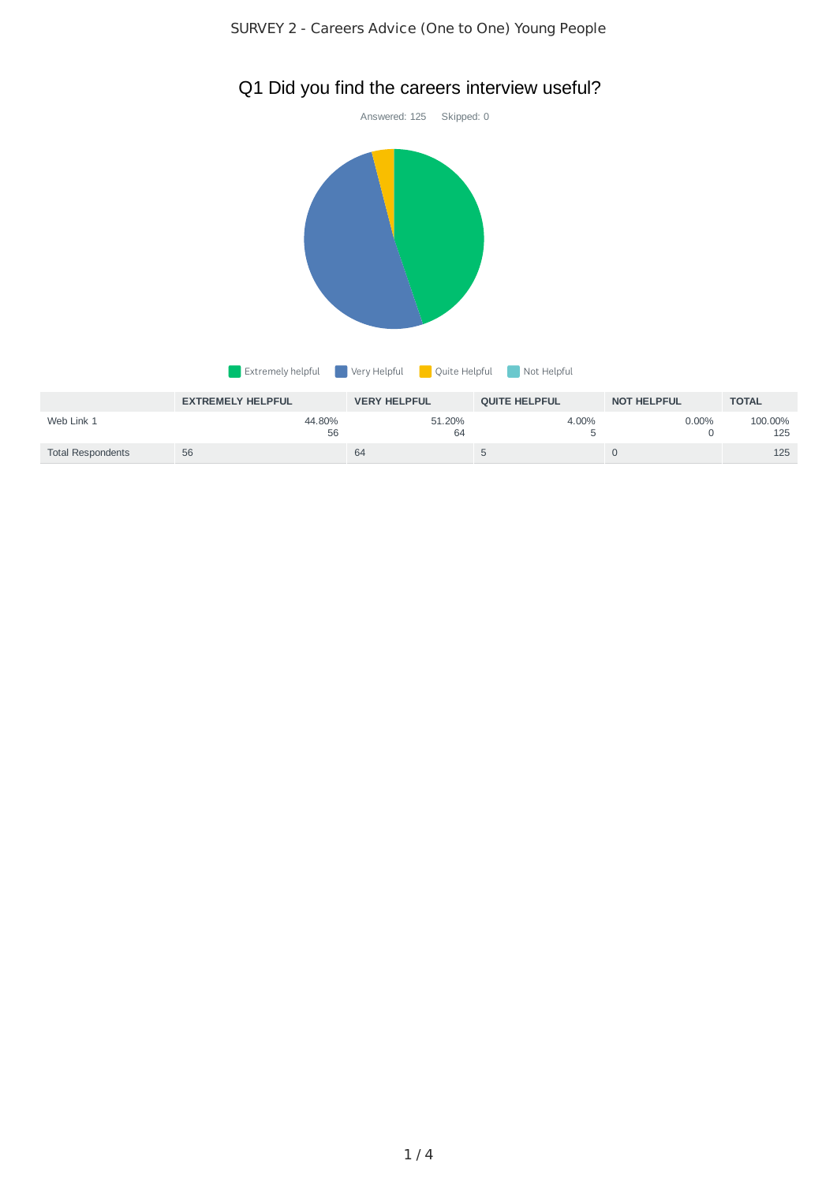SURVEY 2 - Careers Advice (One to One) Young People

# Q1 Did you find the careers interview useful?

Answered: 125    Skipped: 0

Extremely helpful    Very Helpful    Quite Helpful    Not Helpful

| | EXTREMELY HELPFUL | VERY HELPFUL | QUITE HELPFUL | NOT HELPFUL | TOTAL |
|---|---|---|---|---|---|
| Web Link 1 | 44.80% 56 | 51.20% 64 | 4.00% 5 | 0.00% 0 | 100.00% 125 |
| Total Respondents | 56 | 64 | 5 | 0 | 125 |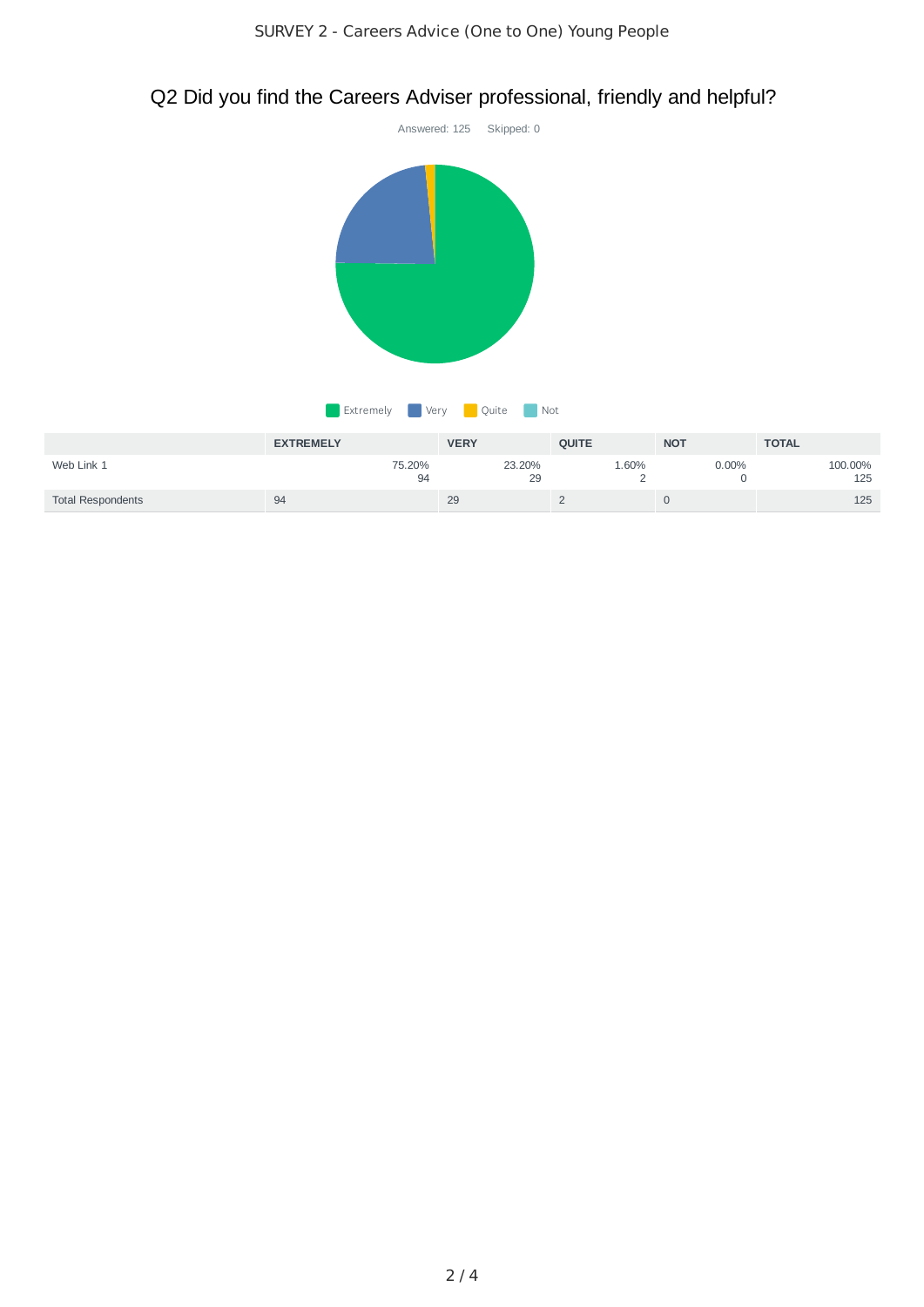SURVEY 2 - Careers Advice (One to One) Young People

## Q2 Did you find the Careers Adviser professional, friendly and helpful?

Answered: 125 Skipped: 0

Extremely Very Quite Not

| | EXTREMELY | VERY | QUITE | NOT | TOTAL |
|---|---|---|---|---|---|
| Web Link 1 | 75.20% 94 | 23.20% 29 | 1.60% 2 | 0.00% 0 | 100.00% 125 |
| Total Respondents | 94 | 29 | 2 | 0 | 125 |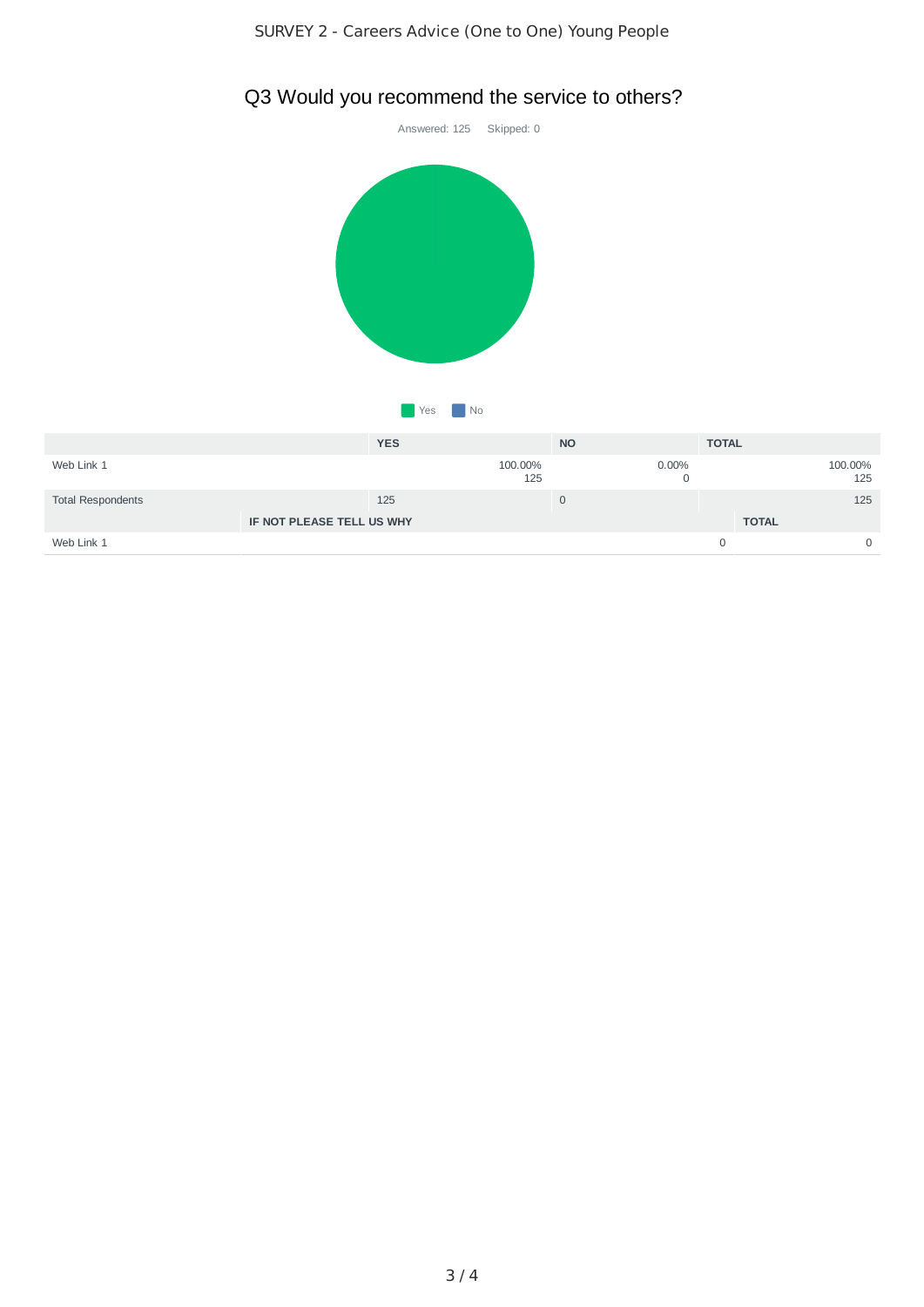## Q3 Would you recommend the service to others?

Answered: 125 Skipped: 0

Yes No

| | YES | NO | TOTAL |
|---|---|---|---|
| Web Link 1 | 100.00% 125 | 0.00% 0 | 100.00% 125 |
| Total Respondents | 125 | 0 | 125 |

| | IF NOT PLEASE TELL US WHY | TOTAL |
|---|---|---|
| Web Link 1 | 0 | 0 |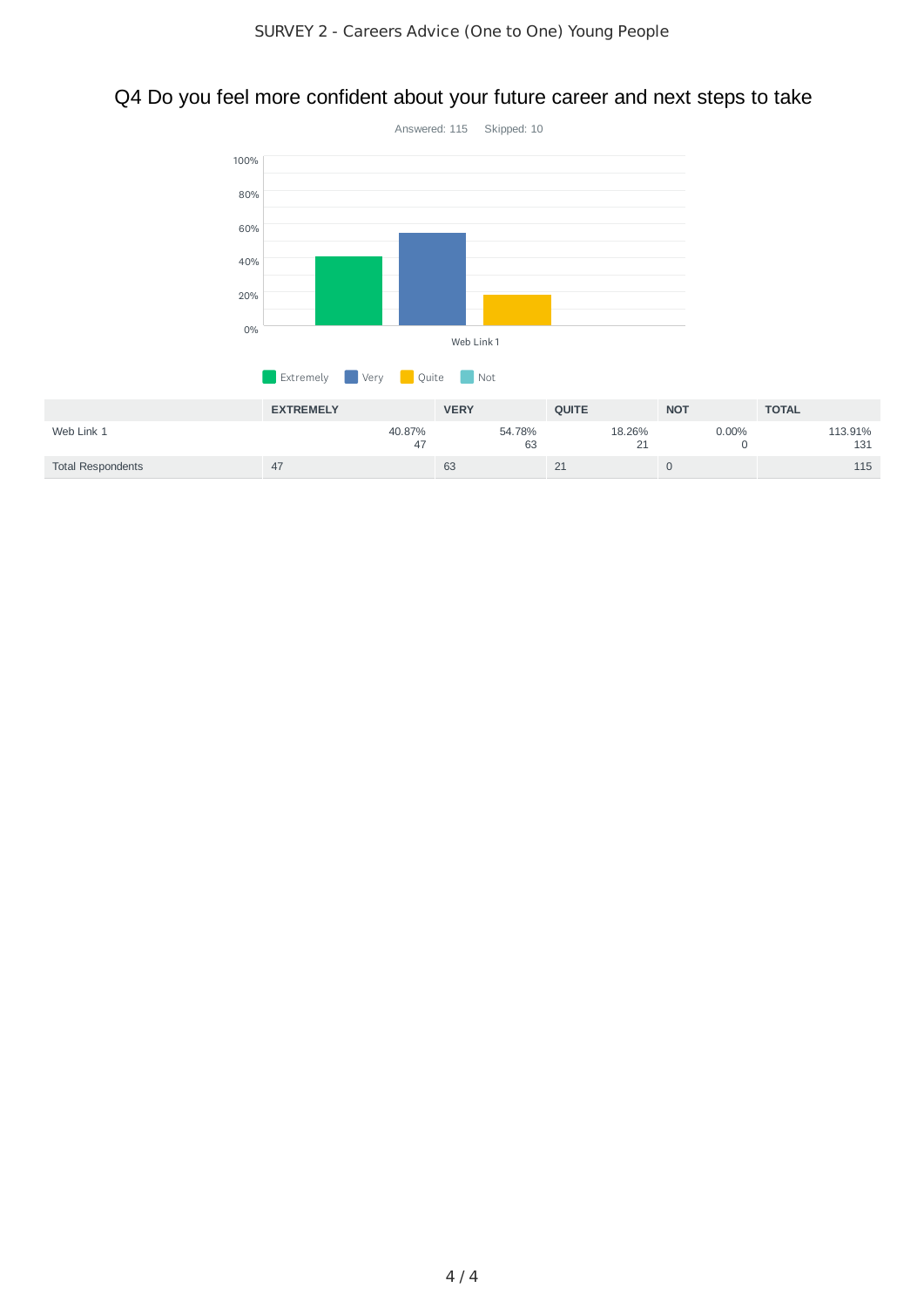SURVEY 2 - Careers Advice (One to One) Young People

# Q4 Do you feel more confident about your future career and next steps to take

Answered: 115 Skipped: 10

100%
80%
60%
40%
20%
0%
Web Link 1
Extremely
Very
Quite
Not

| | EXTREMELY | VERY | QUITE | NOT | TOTAL |
|---|---|---|---|---|---|
| Web Link 1 | 40.87% 47 | 54.78% 63 | 18.26% 21 | 0.00% 0 | 113.91% 131 |
| Total Respondents | 47 | 63 | 21 | 0 | 115 |